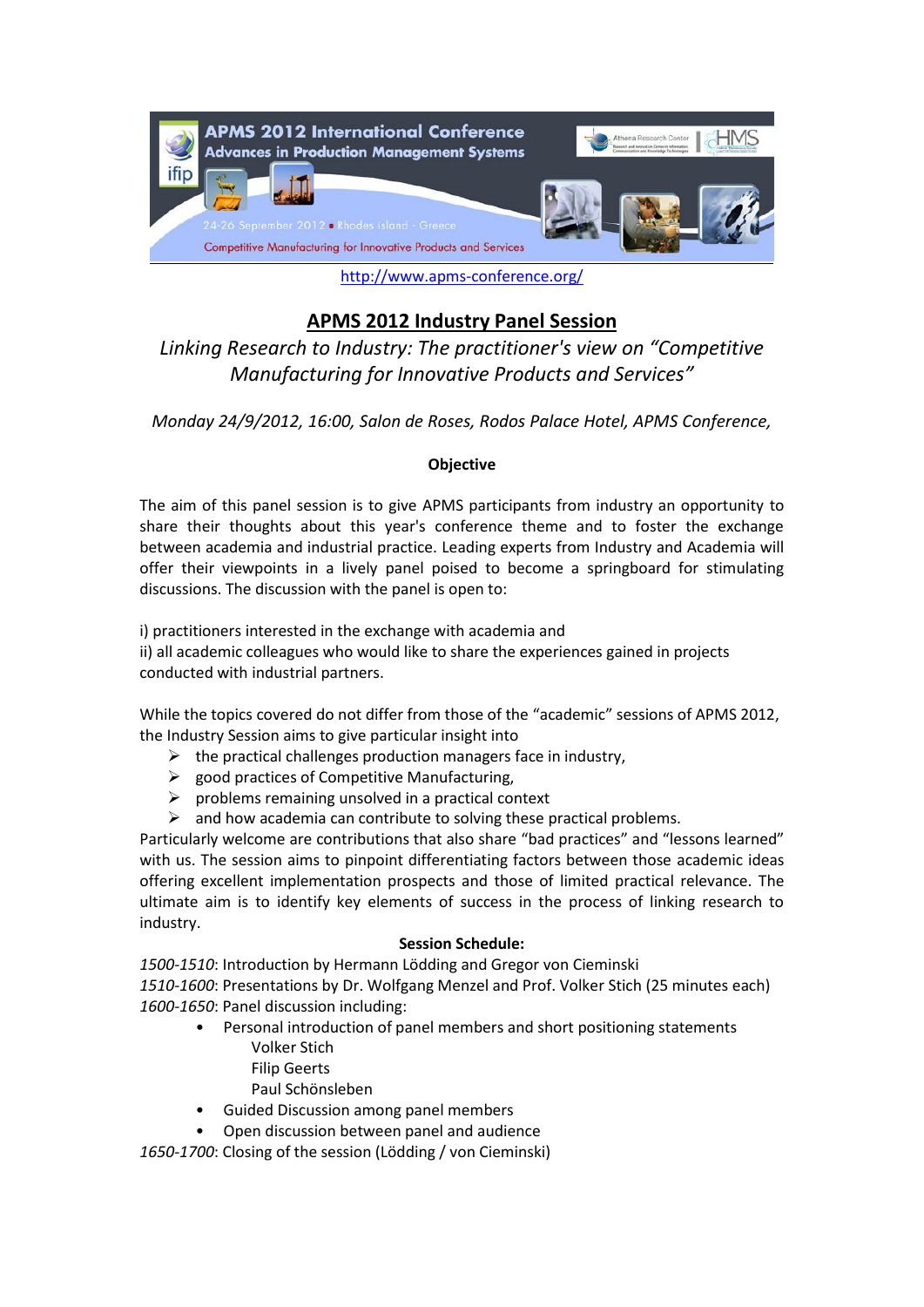APMS 2012 International Conference
Advances in Production Management Systems
24-26 September 2012 ▪ Rhodes Island - Greece
Competitive Manufacturing for Innovative Products and Services

http://www.apms-conference.org/

# APMS 2012 Industry Panel Session

*Linking Research to Industry: The practitioner's view on "Competitive Manufacturing for Innovative Products and Services"*

*Monday 24/9/2012, 16:00, Salon de Roses, Rodos Palace Hotel, APMS Conference,*

**Objective**

The aim of this panel session is to give APMS participants from industry an opportunity to share their thoughts about this year's conference theme and to foster the exchange between academia and industrial practice. Leading experts from Industry and Academia will offer their viewpoints in a lively panel poised to become a springboard for stimulating discussions. The discussion with the panel is open to:

i) practitioners interested in the exchange with academia and
ii) all academic colleagues who would like to share the experiences gained in projects conducted with industrial partners.

While the topics covered do not differ from those of the "academic" sessions of APMS 2012, the Industry Session aims to give particular insight into

- the practical challenges production managers face in industry,
- good practices of Competitive Manufacturing,
- problems remaining unsolved in a practical context
- and how academia can contribute to solving these practical problems.

Particularly welcome are contributions that also share "bad practices" and "lessons learned" with us. The session aims to pinpoint differentiating factors between those academic ideas offering excellent implementation prospects and those of limited practical relevance. The ultimate aim is to identify key elements of success in the process of linking research to industry.

**Session Schedule:**

*1500-1510*: Introduction by Hermann Lödding and Gregor von Cieminski
*1510-1600*: Presentations by Dr. Wolfgang Menzel and Prof. Volker Stich (25 minutes each)
*1600-1650*: Panel discussion including:

- Personal introduction of panel members and short positioning statements
  - Volker Stich
  - Filip Geerts
  - Paul Schönsleben
- Guided Discussion among panel members
- Open discussion between panel and audience

*1650-1700*: Closing of the session (Lödding / von Cieminski)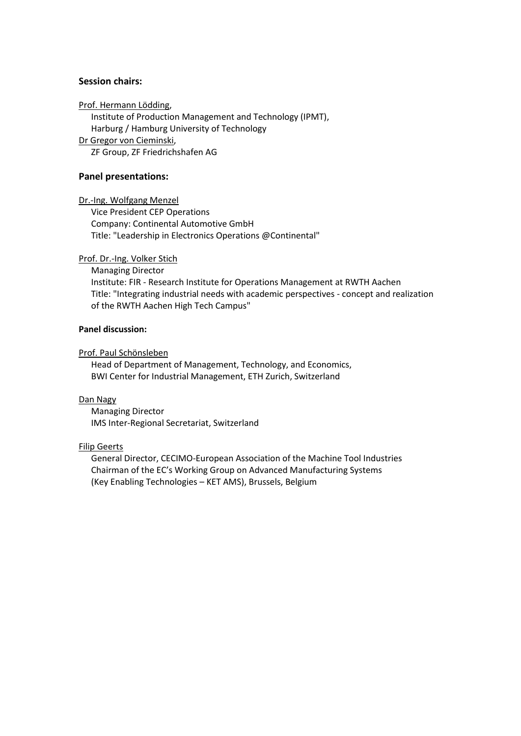### Session chairs:

Prof. Hermann Lödding,
Institute of Production Management and Technology (IPMT),
Harburg / Hamburg University of Technology

Dr Gregor von Cieminski,
ZF Group, ZF Friedrichshafen AG

### Panel presentations:

Dr.-Ing. Wolfgang Menzel
Vice President CEP Operations
Company: Continental Automotive GmbH
Title: "Leadership in Electronics Operations @Continental"

Prof. Dr.-Ing. Volker Stich
Managing Director
Institute: FIR - Research Institute for Operations Management at RWTH Aachen
Title: "Integrating industrial needs with academic perspectives - concept and realization of the RWTH Aachen High Tech Campus"

**Panel discussion:**

Prof. Paul Schönsleben
Head of Department of Management, Technology, and Economics,
BWI Center for Industrial Management, ETH Zurich, Switzerland

Dan Nagy
Managing Director
IMS Inter-Regional Secretariat, Switzerland

Filip Geerts
General Director, CECIMO-European Association of the Machine Tool Industries
Chairman of the EC's Working Group on Advanced Manufacturing Systems
(Key Enabling Technologies – KET AMS), Brussels, Belgium